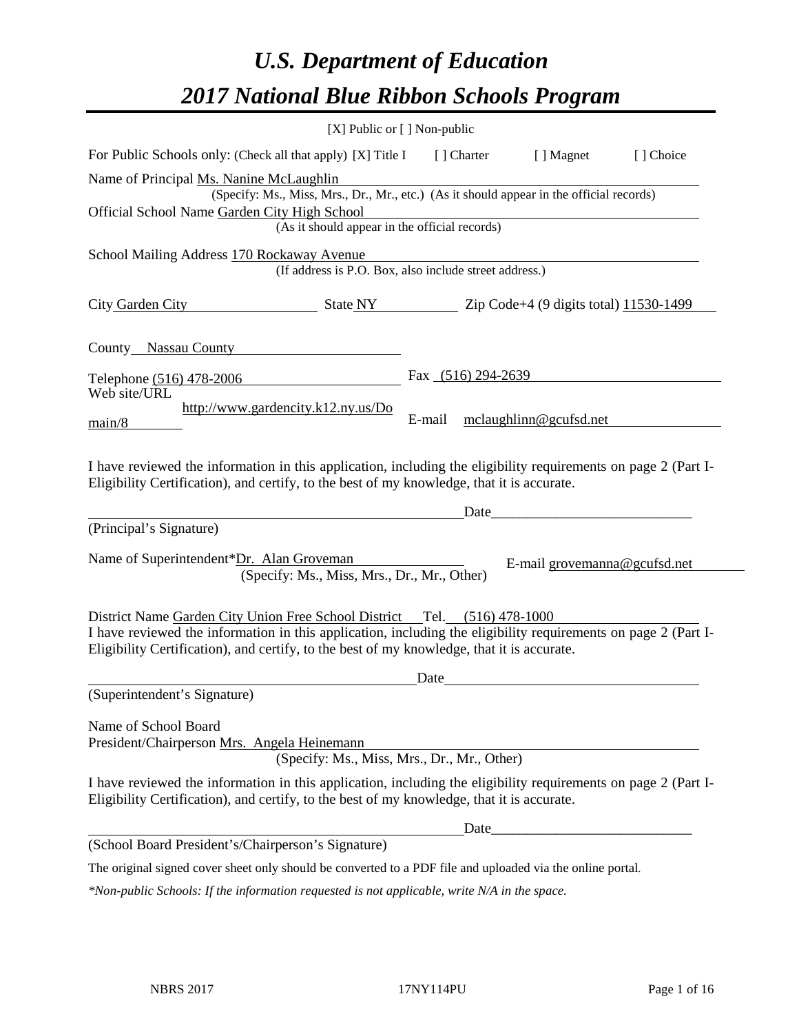# *U.S. Department of Education*

# *2017 National Blue Ribbon Schools Program*

[X] Public or [ ] Non-public

For Public Schools only: (Check all that apply) [X] Title I [ ] Charter [ ] Magnet [ ] Choice

Name of Principal Ms. Nanine McLaughlin
(Specify: Ms., Miss, Mrs., Dr., Mr., etc.) (As it should appear in the official records)

Official School Name Garden City High School
(As it should appear in the official records)

School Mailing Address 170 Rockaway Avenue
(If address is P.O. Box, also include street address.)

City Garden City State NY Zip Code+4 (9 digits total) 11530-1499

County Nassau County

Telephone (516) 478-2006 Fax (516) 294-2639

Web site/URL http://www.gardencity.k12.ny.us/Domain/8 E-mail mclaughlinn@gcufsd.net

I have reviewed the information in this application, including the eligibility requirements on page 2 (Part I-Eligibility Certification), and certify, to the best of my knowledge, that it is accurate.

Date____________________________

(Principal's Signature)

Name of Superintendent*Dr. Alan Groveman E-mail grovemanna@gcufsd.net
(Specify: Ms., Miss, Mrs., Dr., Mr., Other)

District Name Garden City Union Free School District Tel. (516) 478-1000

I have reviewed the information in this application, including the eligibility requirements on page 2 (Part I-Eligibility Certification), and certify, to the best of my knowledge, that it is accurate.

Date

(Superintendent's Signature)

Name of School Board
President/Chairperson Mrs. Angela Heinemann
(Specify: Ms., Miss, Mrs., Dr., Mr., Other)

I have reviewed the information in this application, including the eligibility requirements on page 2 (Part I-Eligibility Certification), and certify, to the best of my knowledge, that it is accurate.

Date____________________________

(School Board President's/Chairperson's Signature)

The original signed cover sheet only should be converted to a PDF file and uploaded via the online portal.

*\*Non-public Schools: If the information requested is not applicable, write N/A in the space.*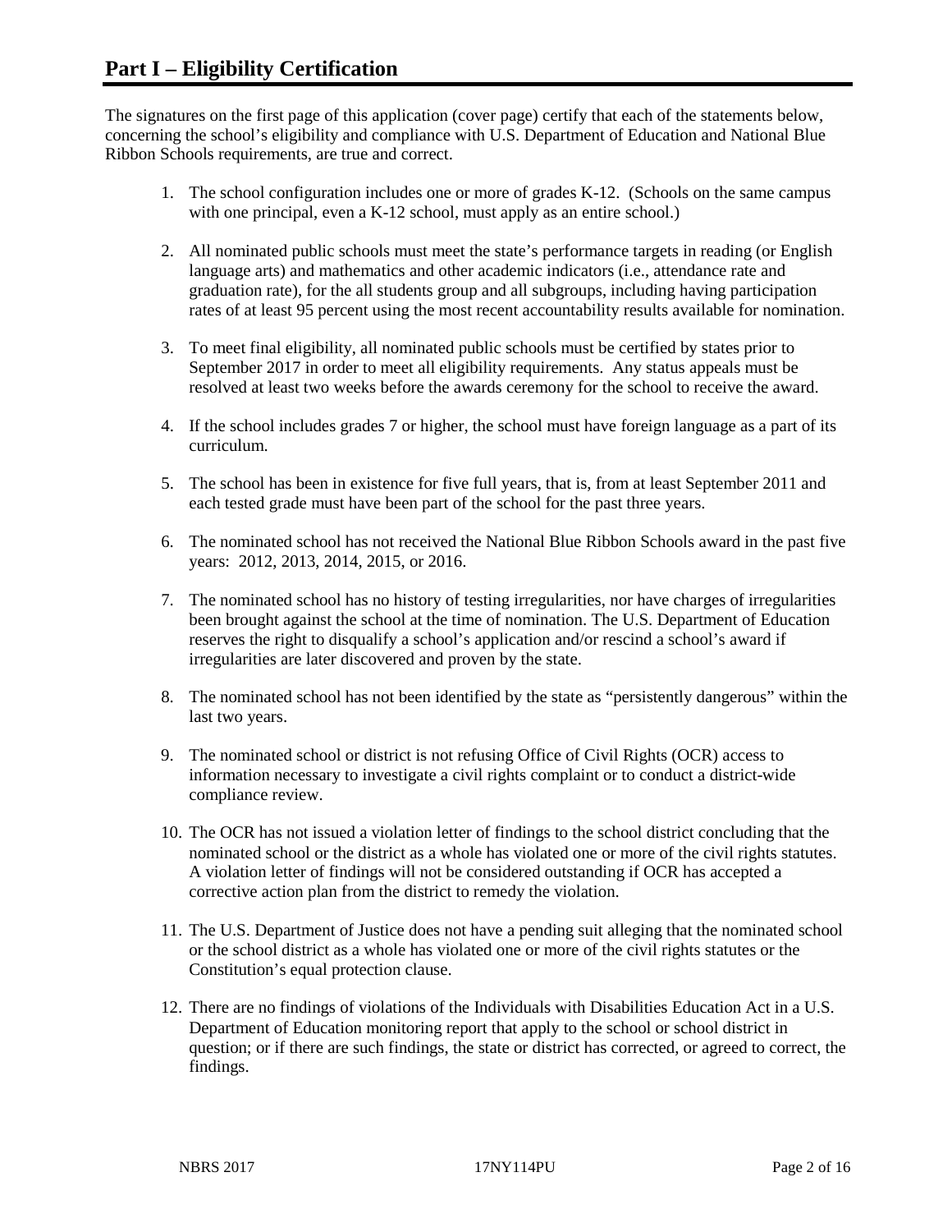# Part I – Eligibility Certification

The signatures on the first page of this application (cover page) certify that each of the statements below, concerning the school's eligibility and compliance with U.S. Department of Education and National Blue Ribbon Schools requirements, are true and correct.

1. The school configuration includes one or more of grades K-12. (Schools on the same campus with one principal, even a K-12 school, must apply as an entire school.)
2. All nominated public schools must meet the state's performance targets in reading (or English language arts) and mathematics and other academic indicators (i.e., attendance rate and graduation rate), for the all students group and all subgroups, including having participation rates of at least 95 percent using the most recent accountability results available for nomination.
3. To meet final eligibility, all nominated public schools must be certified by states prior to September 2017 in order to meet all eligibility requirements. Any status appeals must be resolved at least two weeks before the awards ceremony for the school to receive the award.
4. If the school includes grades 7 or higher, the school must have foreign language as a part of its curriculum.
5. The school has been in existence for five full years, that is, from at least September 2011 and each tested grade must have been part of the school for the past three years.
6. The nominated school has not received the National Blue Ribbon Schools award in the past five years: 2012, 2013, 2014, 2015, or 2016.
7. The nominated school has no history of testing irregularities, nor have charges of irregularities been brought against the school at the time of nomination. The U.S. Department of Education reserves the right to disqualify a school's application and/or rescind a school's award if irregularities are later discovered and proven by the state.
8. The nominated school has not been identified by the state as "persistently dangerous" within the last two years.
9. The nominated school or district is not refusing Office of Civil Rights (OCR) access to information necessary to investigate a civil rights complaint or to conduct a district-wide compliance review.
10. The OCR has not issued a violation letter of findings to the school district concluding that the nominated school or the district as a whole has violated one or more of the civil rights statutes. A violation letter of findings will not be considered outstanding if OCR has accepted a corrective action plan from the district to remedy the violation.
11. The U.S. Department of Justice does not have a pending suit alleging that the nominated school or the school district as a whole has violated one or more of the civil rights statutes or the Constitution's equal protection clause.
12. There are no findings of violations of the Individuals with Disabilities Education Act in a U.S. Department of Education monitoring report that apply to the school or school district in question; or if there are such findings, the state or district has corrected, or agreed to correct, the findings.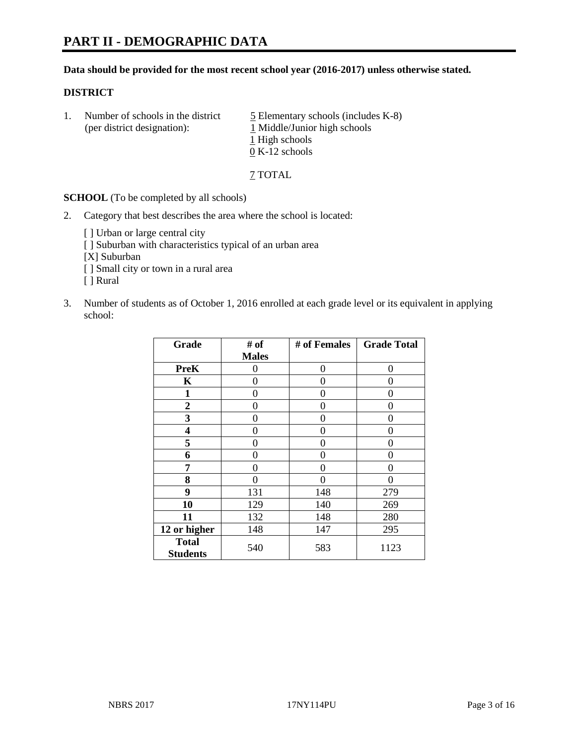# PART II - DEMOGRAPHIC DATA

**Data should be provided for the most recent school year (2016-2017) unless otherwise stated.**

**DISTRICT**

1. Number of schools in the district (per district designation):
   5 Elementary schools (includes K-8)
   1 Middle/Junior high schools
   1 High schools
   0 K-12 schools

   7 TOTAL

**SCHOOL** (To be completed by all schools)

2. Category that best describes the area where the school is located:

   [ ] Urban or large central city
   [ ] Suburban with characteristics typical of an urban area
   [X] Suburban
   [ ] Small city or town in a rural area
   [ ] Rural

3. Number of students as of October 1, 2016 enrolled at each grade level or its equivalent in applying school:

| Grade | # of Males | # of Females | Grade Total |
|---|---|---|---|
| PreK | 0 | 0 | 0 |
| K | 0 | 0 | 0 |
| 1 | 0 | 0 | 0 |
| 2 | 0 | 0 | 0 |
| 3 | 0 | 0 | 0 |
| 4 | 0 | 0 | 0 |
| 5 | 0 | 0 | 0 |
| 6 | 0 | 0 | 0 |
| 7 | 0 | 0 | 0 |
| 8 | 0 | 0 | 0 |
| 9 | 131 | 148 | 279 |
| 10 | 129 | 140 | 269 |
| 11 | 132 | 148 | 280 |
| 12 or higher | 148 | 147 | 295 |
| Total Students | 540 | 583 | 1123 |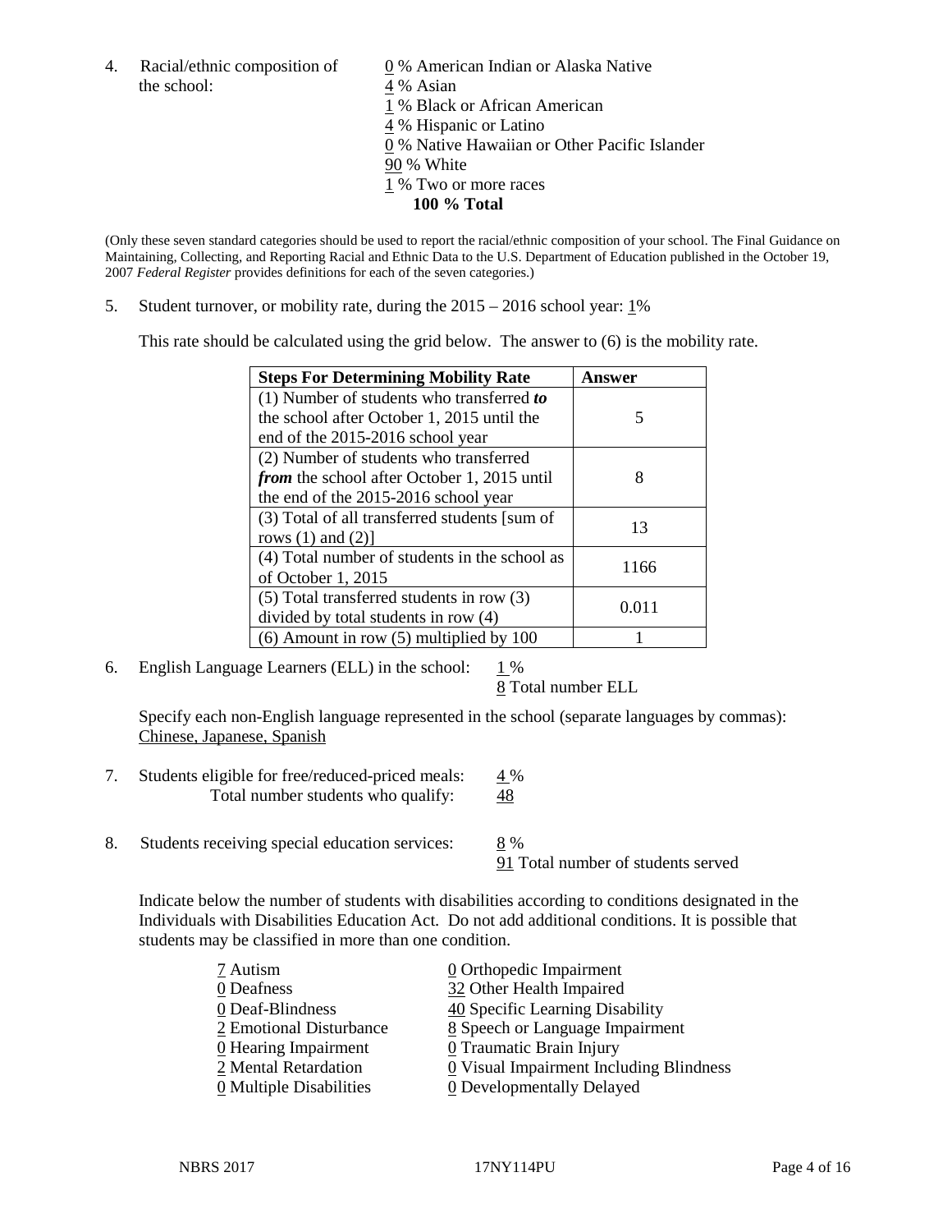4. Racial/ethnic composition of the school:

0 % American Indian or Alaska Native
4 % Asian
1 % Black or African American
4 % Hispanic or Latino
0 % Native Hawaiian or Other Pacific Islander
90 % White
1 % Two or more races
**100 % Total**

(Only these seven standard categories should be used to report the racial/ethnic composition of your school. The Final Guidance on Maintaining, Collecting, and Reporting Racial and Ethnic Data to the U.S. Department of Education published in the October 19, 2007 *Federal Register* provides definitions for each of the seven categories.)

5. Student turnover, or mobility rate, during the 2015 – 2016 school year: 1%

This rate should be calculated using the grid below. The answer to (6) is the mobility rate.

| **Steps For Determining Mobility Rate** | **Answer** |
|---|---|
| (1) Number of students who transferred ***to*** the school after October 1, 2015 until the end of the 2015-2016 school year | 5 |
| (2) Number of students who transferred ***from*** the school after October 1, 2015 until the end of the 2015-2016 school year | 8 |
| (3) Total of all transferred students [sum of rows (1) and (2)] | 13 |
| (4) Total number of students in the school as of October 1, 2015 | 1166 |
| (5) Total transferred students in row (3) divided by total students in row (4) | 0.011 |
| (6) Amount in row (5) multiplied by 100 | 1 |

6. English Language Learners (ELL) in the school: 1 %
8 Total number ELL

Specify each non-English language represented in the school (separate languages by commas):
Chinese, Japanese, Spanish

7. Students eligible for free/reduced-priced meals: 4 %
Total number students who qualify: 48

8. Students receiving special education services: 8 %
91 Total number of students served

Indicate below the number of students with disabilities according to conditions designated in the Individuals with Disabilities Education Act. Do not add additional conditions. It is possible that students may be classified in more than one condition.

7 Autism
0 Deafness
0 Deaf-Blindness
2 Emotional Disturbance
0 Hearing Impairment
2 Mental Retardation
0 Multiple Disabilities
0 Orthopedic Impairment
32 Other Health Impaired
40 Specific Learning Disability
8 Speech or Language Impairment
0 Traumatic Brain Injury
0 Visual Impairment Including Blindness
0 Developmentally Delayed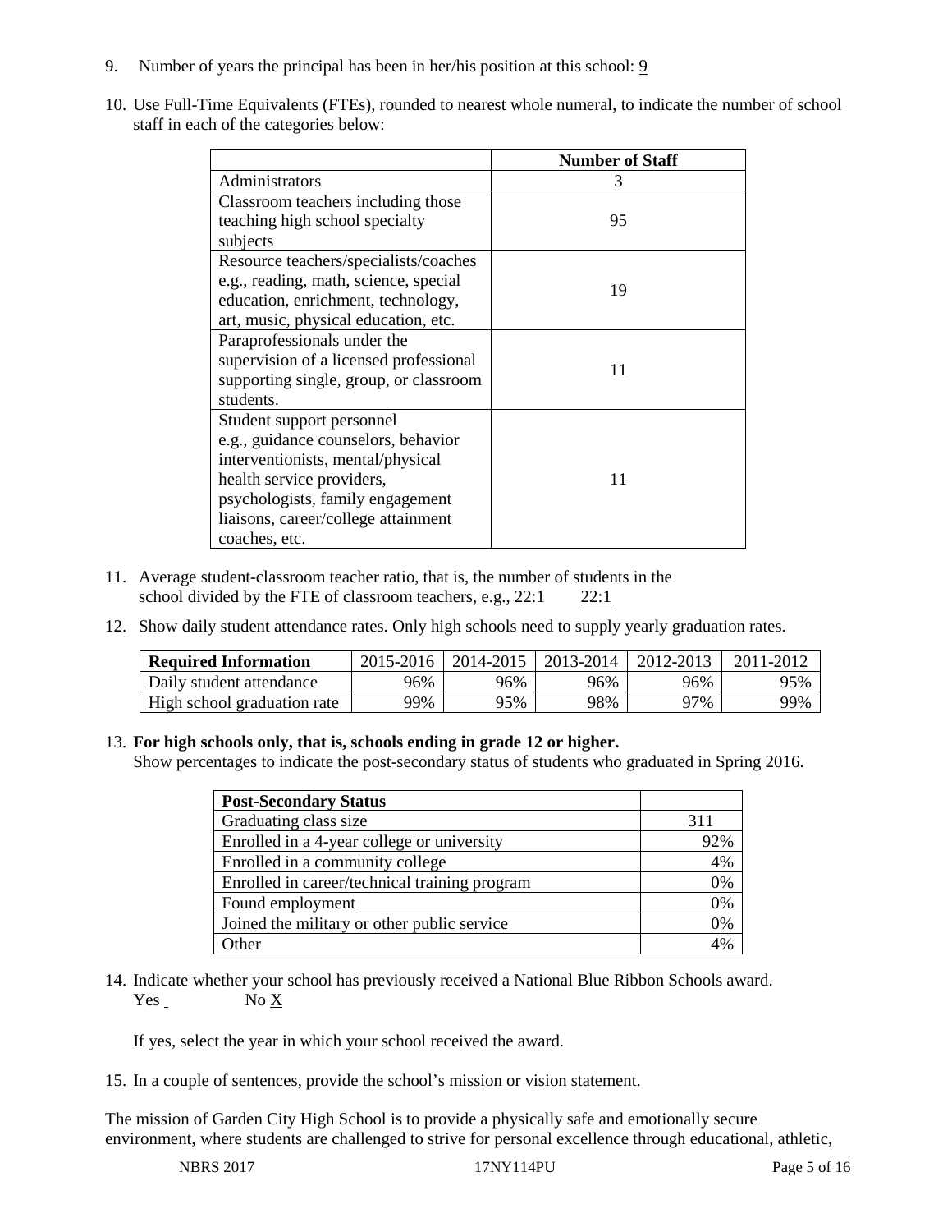9. Number of years the principal has been in her/his position at this school: 9

10. Use Full-Time Equivalents (FTEs), rounded to nearest whole numeral, to indicate the number of school staff in each of the categories below:

| | Number of Staff |
|---|---|
| Administrators | 3 |
| Classroom teachers including those teaching high school specialty subjects | 95 |
| Resource teachers/specialists/coaches e.g., reading, math, science, special education, enrichment, technology, art, music, physical education, etc. | 19 |
| Paraprofessionals under the supervision of a licensed professional supporting single, group, or classroom students. | 11 |
| Student support personnel e.g., guidance counselors, behavior interventionists, mental/physical health service providers, psychologists, family engagement liaisons, career/college attainment coaches, etc. | 11 |

11. Average student-classroom teacher ratio, that is, the number of students in the school divided by the FTE of classroom teachers, e.g., 22:1 22:1

12. Show daily student attendance rates. Only high schools need to supply yearly graduation rates.

| Required Information | 2015-2016 | 2014-2015 | 2013-2014 | 2012-2013 | 2011-2012 |
|---|---|---|---|---|---|
| Daily student attendance | 96% | 96% | 96% | 96% | 95% |
| High school graduation rate | 99% | 95% | 98% | 97% | 99% |

13. **For high schools only, that is, schools ending in grade 12 or higher.**
Show percentages to indicate the post-secondary status of students who graduated in Spring 2016.

| Post-Secondary Status | |
|---|---|
| Graduating class size | 311 |
| Enrolled in a 4-year college or university | 92% |
| Enrolled in a community college | 4% |
| Enrolled in career/technical training program | 0% |
| Found employment | 0% |
| Joined the military or other public service | 0% |
| Other | 4% |

14. Indicate whether your school has previously received a National Blue Ribbon Schools award.
Yes No X

If yes, select the year in which your school received the award.

15. In a couple of sentences, provide the school's mission or vision statement.

The mission of Garden City High School is to provide a physically safe and emotionally secure environment, where students are challenged to strive for personal excellence through educational, athletic,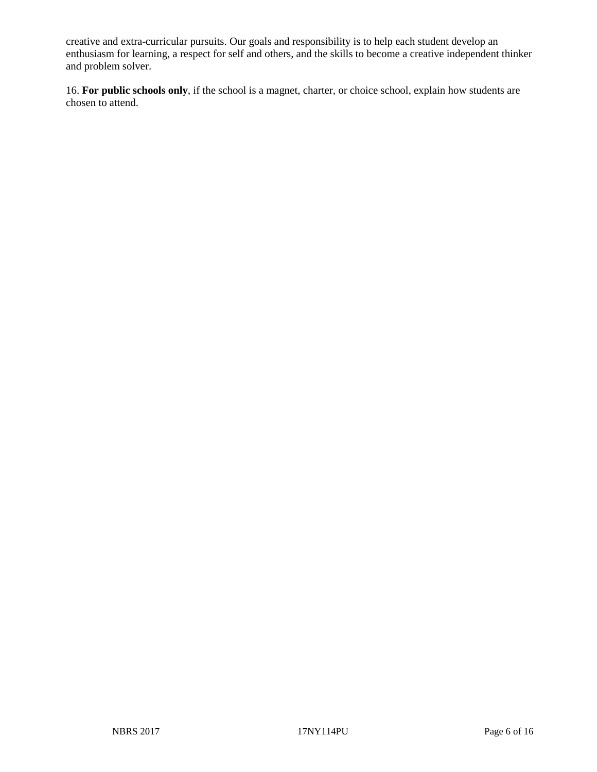creative and extra-curricular pursuits. Our goals and responsibility is to help each student develop an enthusiasm for learning, a respect for self and others, and the skills to become a creative independent thinker and problem solver.

16. **For public schools only**, if the school is a magnet, charter, or choice school, explain how students are chosen to attend.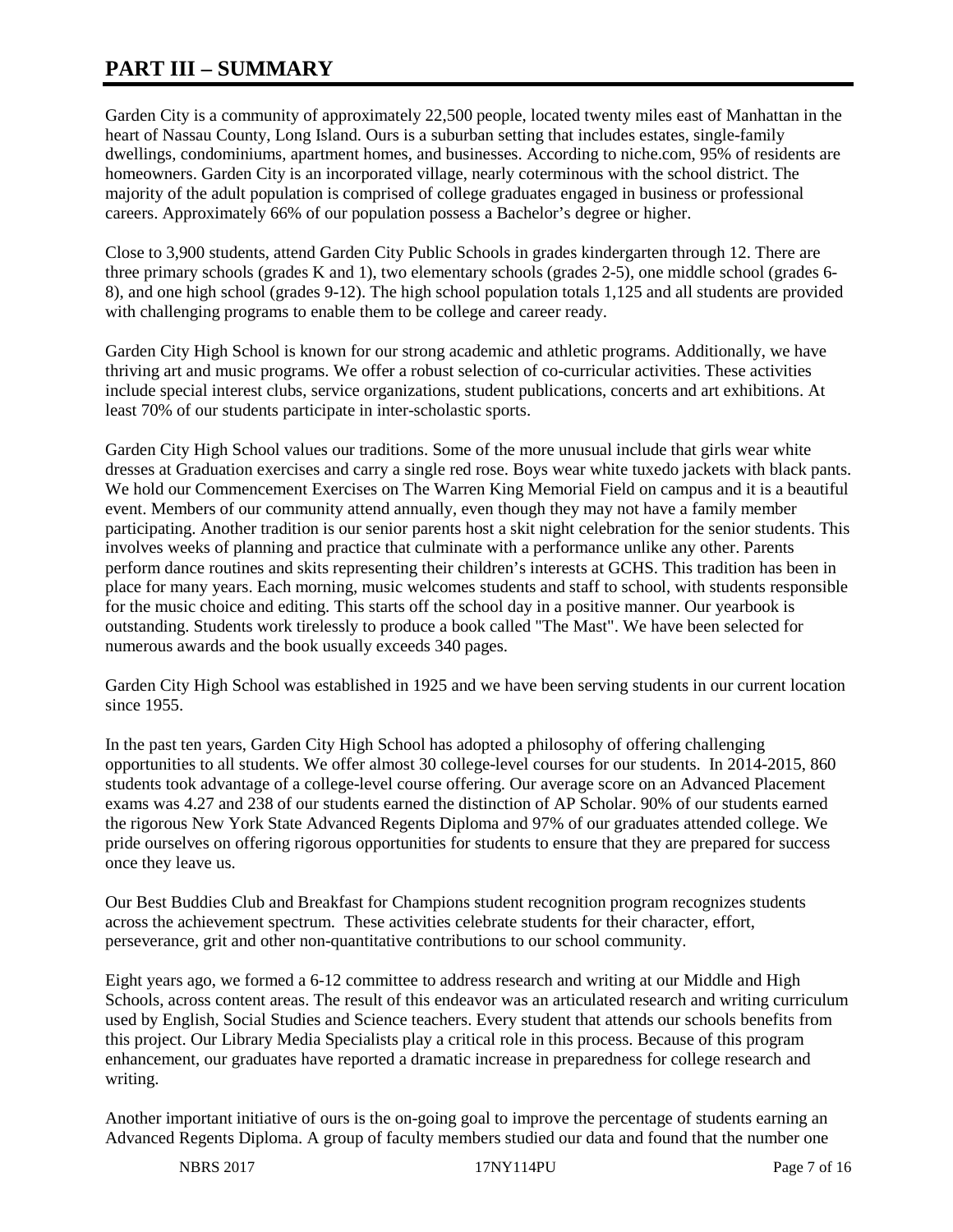# PART III – SUMMARY

Garden City is a community of approximately 22,500 people, located twenty miles east of Manhattan in the heart of Nassau County, Long Island. Ours is a suburban setting that includes estates, single-family dwellings, condominiums, apartment homes, and businesses. According to niche.com, 95% of residents are homeowners. Garden City is an incorporated village, nearly coterminous with the school district. The majority of the adult population is comprised of college graduates engaged in business or professional careers. Approximately 66% of our population possess a Bachelor's degree or higher.

Close to 3,900 students, attend Garden City Public Schools in grades kindergarten through 12. There are three primary schools (grades K and 1), two elementary schools (grades 2-5), one middle school (grades 6-8), and one high school (grades 9-12). The high school population totals 1,125 and all students are provided with challenging programs to enable them to be college and career ready.

Garden City High School is known for our strong academic and athletic programs. Additionally, we have thriving art and music programs. We offer a robust selection of co-curricular activities. These activities include special interest clubs, service organizations, student publications, concerts and art exhibitions. At least 70% of our students participate in inter-scholastic sports.

Garden City High School values our traditions. Some of the more unusual include that girls wear white dresses at Graduation exercises and carry a single red rose. Boys wear white tuxedo jackets with black pants. We hold our Commencement Exercises on The Warren King Memorial Field on campus and it is a beautiful event. Members of our community attend annually, even though they may not have a family member participating. Another tradition is our senior parents host a skit night celebration for the senior students. This involves weeks of planning and practice that culminate with a performance unlike any other. Parents perform dance routines and skits representing their children's interests at GCHS. This tradition has been in place for many years. Each morning, music welcomes students and staff to school, with students responsible for the music choice and editing. This starts off the school day in a positive manner. Our yearbook is outstanding. Students work tirelessly to produce a book called "The Mast". We have been selected for numerous awards and the book usually exceeds 340 pages.

Garden City High School was established in 1925 and we have been serving students in our current location since 1955.

In the past ten years, Garden City High School has adopted a philosophy of offering challenging opportunities to all students. We offer almost 30 college-level courses for our students. In 2014-2015, 860 students took advantage of a college-level course offering. Our average score on an Advanced Placement exams was 4.27 and 238 of our students earned the distinction of AP Scholar. 90% of our students earned the rigorous New York State Advanced Regents Diploma and 97% of our graduates attended college. We pride ourselves on offering rigorous opportunities for students to ensure that they are prepared for success once they leave us.

Our Best Buddies Club and Breakfast for Champions student recognition program recognizes students across the achievement spectrum. These activities celebrate students for their character, effort, perseverance, grit and other non-quantitative contributions to our school community.

Eight years ago, we formed a 6-12 committee to address research and writing at our Middle and High Schools, across content areas. The result of this endeavor was an articulated research and writing curriculum used by English, Social Studies and Science teachers. Every student that attends our schools benefits from this project. Our Library Media Specialists play a critical role in this process. Because of this program enhancement, our graduates have reported a dramatic increase in preparedness for college research and writing.

Another important initiative of ours is the on-going goal to improve the percentage of students earning an Advanced Regents Diploma. A group of faculty members studied our data and found that the number one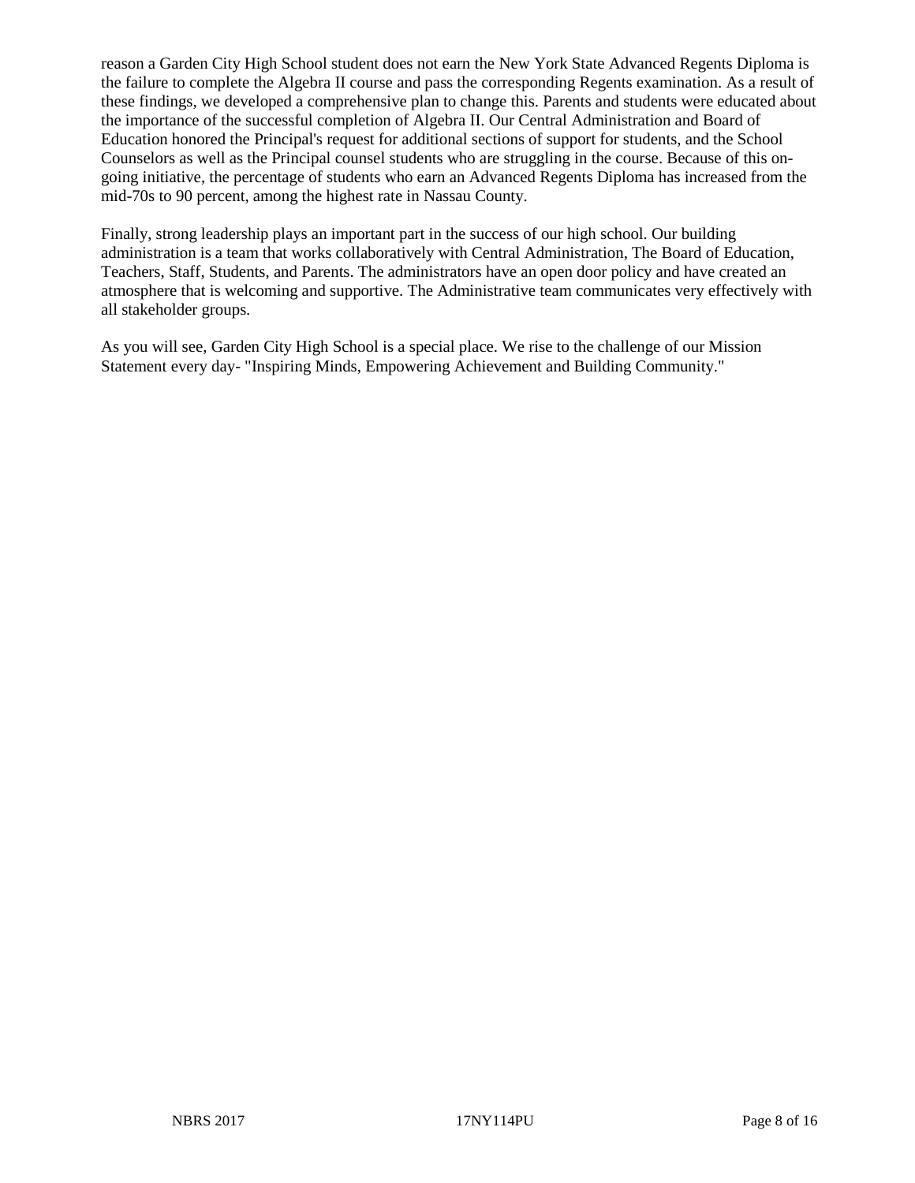reason a Garden City High School student does not earn the New York State Advanced Regents Diploma is the failure to complete the Algebra II course and pass the corresponding Regents examination. As a result of these findings, we developed a comprehensive plan to change this. Parents and students were educated about the importance of the successful completion of Algebra II. Our Central Administration and Board of Education honored the Principal's request for additional sections of support for students, and the School Counselors as well as the Principal counsel students who are struggling in the course. Because of this on-going initiative, the percentage of students who earn an Advanced Regents Diploma has increased from the mid-70s to 90 percent, among the highest rate in Nassau County.

Finally, strong leadership plays an important part in the success of our high school. Our building administration is a team that works collaboratively with Central Administration, The Board of Education, Teachers, Staff, Students, and Parents. The administrators have an open door policy and have created an atmosphere that is welcoming and supportive. The Administrative team communicates very effectively with all stakeholder groups.

As you will see, Garden City High School is a special place. We rise to the challenge of our Mission Statement every day- "Inspiring Minds, Empowering Achievement and Building Community."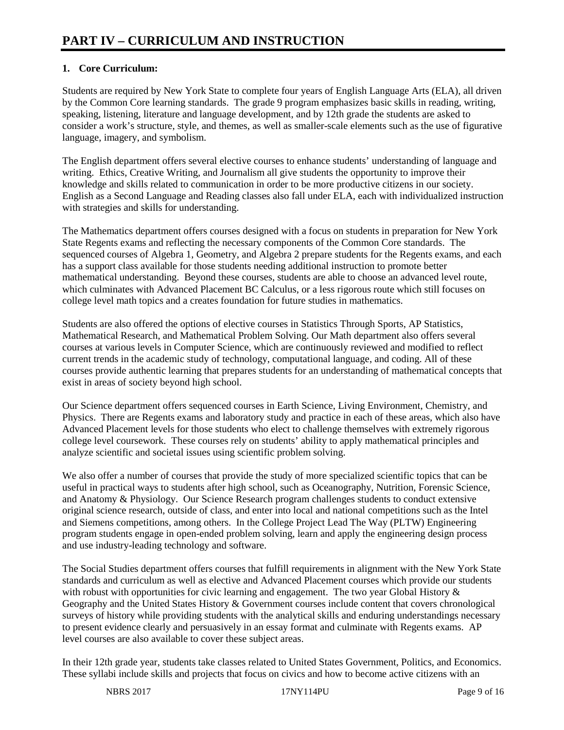# PART IV – CURRICULUM AND INSTRUCTION

**1. Core Curriculum:**

Students are required by New York State to complete four years of English Language Arts (ELA), all driven by the Common Core learning standards. The grade 9 program emphasizes basic skills in reading, writing, speaking, listening, literature and language development, and by 12th grade the students are asked to consider a work's structure, style, and themes, as well as smaller-scale elements such as the use of figurative language, imagery, and symbolism.

The English department offers several elective courses to enhance students' understanding of language and writing. Ethics, Creative Writing, and Journalism all give students the opportunity to improve their knowledge and skills related to communication in order to be more productive citizens in our society. English as a Second Language and Reading classes also fall under ELA, each with individualized instruction with strategies and skills for understanding.

The Mathematics department offers courses designed with a focus on students in preparation for New York State Regents exams and reflecting the necessary components of the Common Core standards. The sequenced courses of Algebra 1, Geometry, and Algebra 2 prepare students for the Regents exams, and each has a support class available for those students needing additional instruction to promote better mathematical understanding. Beyond these courses, students are able to choose an advanced level route, which culminates with Advanced Placement BC Calculus, or a less rigorous route which still focuses on college level math topics and a creates foundation for future studies in mathematics.

Students are also offered the options of elective courses in Statistics Through Sports, AP Statistics, Mathematical Research, and Mathematical Problem Solving. Our Math department also offers several courses at various levels in Computer Science, which are continuously reviewed and modified to reflect current trends in the academic study of technology, computational language, and coding. All of these courses provide authentic learning that prepares students for an understanding of mathematical concepts that exist in areas of society beyond high school.

Our Science department offers sequenced courses in Earth Science, Living Environment, Chemistry, and Physics. There are Regents exams and laboratory study and practice in each of these areas, which also have Advanced Placement levels for those students who elect to challenge themselves with extremely rigorous college level coursework. These courses rely on students' ability to apply mathematical principles and analyze scientific and societal issues using scientific problem solving.

We also offer a number of courses that provide the study of more specialized scientific topics that can be useful in practical ways to students after high school, such as Oceanography, Nutrition, Forensic Science, and Anatomy & Physiology. Our Science Research program challenges students to conduct extensive original science research, outside of class, and enter into local and national competitions such as the Intel and Siemens competitions, among others. In the College Project Lead The Way (PLTW) Engineering program students engage in open-ended problem solving, learn and apply the engineering design process and use industry-leading technology and software.

The Social Studies department offers courses that fulfill requirements in alignment with the New York State standards and curriculum as well as elective and Advanced Placement courses which provide our students with robust with opportunities for civic learning and engagement. The two year Global History & Geography and the United States History & Government courses include content that covers chronological surveys of history while providing students with the analytical skills and enduring understandings necessary to present evidence clearly and persuasively in an essay format and culminate with Regents exams. AP level courses are also available to cover these subject areas.

In their 12th grade year, students take classes related to United States Government, Politics, and Economics. These syllabi include skills and projects that focus on civics and how to become active citizens with an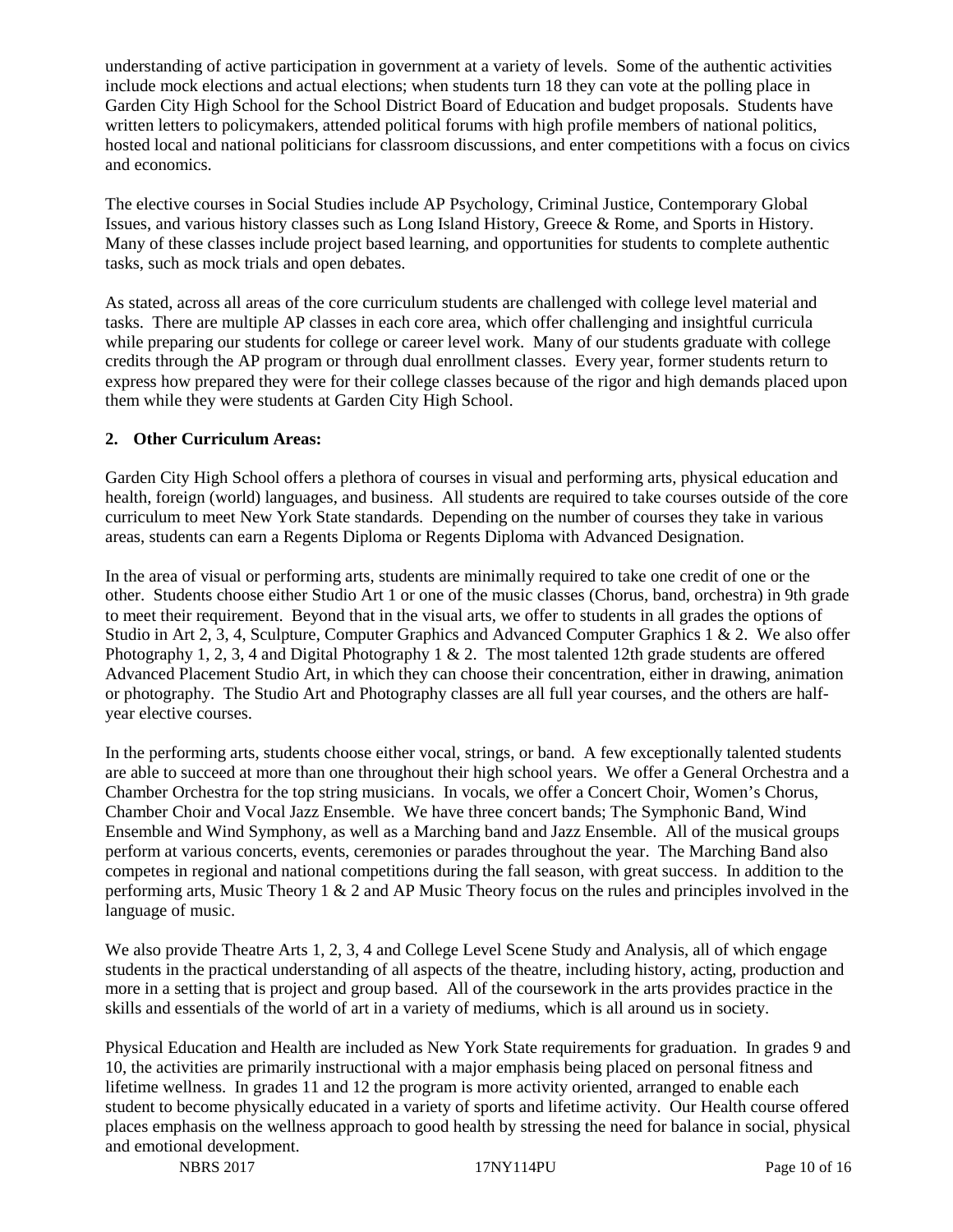understanding of active participation in government at a variety of levels. Some of the authentic activities include mock elections and actual elections; when students turn 18 they can vote at the polling place in Garden City High School for the School District Board of Education and budget proposals. Students have written letters to policymakers, attended political forums with high profile members of national politics, hosted local and national politicians for classroom discussions, and enter competitions with a focus on civics and economics.

The elective courses in Social Studies include AP Psychology, Criminal Justice, Contemporary Global Issues, and various history classes such as Long Island History, Greece & Rome, and Sports in History. Many of these classes include project based learning, and opportunities for students to complete authentic tasks, such as mock trials and open debates.

As stated, across all areas of the core curriculum students are challenged with college level material and tasks. There are multiple AP classes in each core area, which offer challenging and insightful curricula while preparing our students for college or career level work. Many of our students graduate with college credits through the AP program or through dual enrollment classes. Every year, former students return to express how prepared they were for their college classes because of the rigor and high demands placed upon them while they were students at Garden City High School.

**2. Other Curriculum Areas:**

Garden City High School offers a plethora of courses in visual and performing arts, physical education and health, foreign (world) languages, and business. All students are required to take courses outside of the core curriculum to meet New York State standards. Depending on the number of courses they take in various areas, students can earn a Regents Diploma or Regents Diploma with Advanced Designation.

In the area of visual or performing arts, students are minimally required to take one credit of one or the other. Students choose either Studio Art 1 or one of the music classes (Chorus, band, orchestra) in 9th grade to meet their requirement. Beyond that in the visual arts, we offer to students in all grades the options of Studio in Art 2, 3, 4, Sculpture, Computer Graphics and Advanced Computer Graphics 1 & 2. We also offer Photography 1, 2, 3, 4 and Digital Photography 1 & 2. The most talented 12th grade students are offered Advanced Placement Studio Art, in which they can choose their concentration, either in drawing, animation or photography. The Studio Art and Photography classes are all full year courses, and the others are half-year elective courses.

In the performing arts, students choose either vocal, strings, or band. A few exceptionally talented students are able to succeed at more than one throughout their high school years. We offer a General Orchestra and a Chamber Orchestra for the top string musicians. In vocals, we offer a Concert Choir, Women's Chorus, Chamber Choir and Vocal Jazz Ensemble. We have three concert bands; The Symphonic Band, Wind Ensemble and Wind Symphony, as well as a Marching band and Jazz Ensemble. All of the musical groups perform at various concerts, events, ceremonies or parades throughout the year. The Marching Band also competes in regional and national competitions during the fall season, with great success. In addition to the performing arts, Music Theory 1 & 2 and AP Music Theory focus on the rules and principles involved in the language of music.

We also provide Theatre Arts 1, 2, 3, 4 and College Level Scene Study and Analysis, all of which engage students in the practical understanding of all aspects of the theatre, including history, acting, production and more in a setting that is project and group based. All of the coursework in the arts provides practice in the skills and essentials of the world of art in a variety of mediums, which is all around us in society.

Physical Education and Health are included as New York State requirements for graduation. In grades 9 and 10, the activities are primarily instructional with a major emphasis being placed on personal fitness and lifetime wellness. In grades 11 and 12 the program is more activity oriented, arranged to enable each student to become physically educated in a variety of sports and lifetime activity. Our Health course offered places emphasis on the wellness approach to good health by stressing the need for balance in social, physical and emotional development.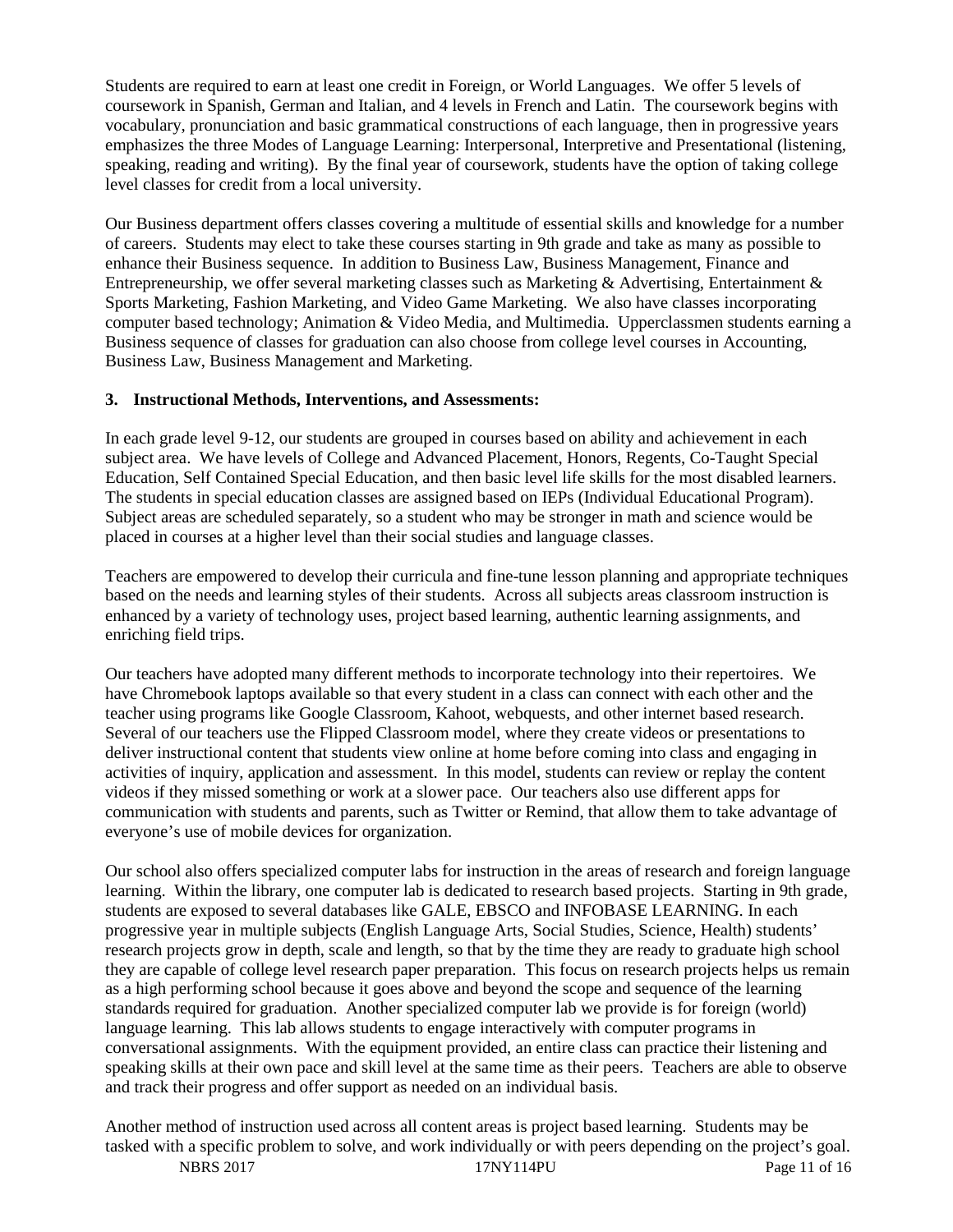Students are required to earn at least one credit in Foreign, or World Languages. We offer 5 levels of coursework in Spanish, German and Italian, and 4 levels in French and Latin. The coursework begins with vocabulary, pronunciation and basic grammatical constructions of each language, then in progressive years emphasizes the three Modes of Language Learning: Interpersonal, Interpretive and Presentational (listening, speaking, reading and writing). By the final year of coursework, students have the option of taking college level classes for credit from a local university.

Our Business department offers classes covering a multitude of essential skills and knowledge for a number of careers. Students may elect to take these courses starting in 9th grade and take as many as possible to enhance their Business sequence. In addition to Business Law, Business Management, Finance and Entrepreneurship, we offer several marketing classes such as Marketing & Advertising, Entertainment & Sports Marketing, Fashion Marketing, and Video Game Marketing. We also have classes incorporating computer based technology; Animation & Video Media, and Multimedia. Upperclassmen students earning a Business sequence of classes for graduation can also choose from college level courses in Accounting, Business Law, Business Management and Marketing.

### 3. Instructional Methods, Interventions, and Assessments:

In each grade level 9-12, our students are grouped in courses based on ability and achievement in each subject area. We have levels of College and Advanced Placement, Honors, Regents, Co-Taught Special Education, Self Contained Special Education, and then basic level life skills for the most disabled learners. The students in special education classes are assigned based on IEPs (Individual Educational Program). Subject areas are scheduled separately, so a student who may be stronger in math and science would be placed in courses at a higher level than their social studies and language classes.

Teachers are empowered to develop their curricula and fine-tune lesson planning and appropriate techniques based on the needs and learning styles of their students. Across all subjects areas classroom instruction is enhanced by a variety of technology uses, project based learning, authentic learning assignments, and enriching field trips.

Our teachers have adopted many different methods to incorporate technology into their repertoires. We have Chromebook laptops available so that every student in a class can connect with each other and the teacher using programs like Google Classroom, Kahoot, webquests, and other internet based research. Several of our teachers use the Flipped Classroom model, where they create videos or presentations to deliver instructional content that students view online at home before coming into class and engaging in activities of inquiry, application and assessment. In this model, students can review or replay the content videos if they missed something or work at a slower pace. Our teachers also use different apps for communication with students and parents, such as Twitter or Remind, that allow them to take advantage of everyone's use of mobile devices for organization.

Our school also offers specialized computer labs for instruction in the areas of research and foreign language learning. Within the library, one computer lab is dedicated to research based projects. Starting in 9th grade, students are exposed to several databases like GALE, EBSCO and INFOBASE LEARNING. In each progressive year in multiple subjects (English Language Arts, Social Studies, Science, Health) students' research projects grow in depth, scale and length, so that by the time they are ready to graduate high school they are capable of college level research paper preparation. This focus on research projects helps us remain as a high performing school because it goes above and beyond the scope and sequence of the learning standards required for graduation. Another specialized computer lab we provide is for foreign (world) language learning. This lab allows students to engage interactively with computer programs in conversational assignments. With the equipment provided, an entire class can practice their listening and speaking skills at their own pace and skill level at the same time as their peers. Teachers are able to observe and track their progress and offer support as needed on an individual basis.

Another method of instruction used across all content areas is project based learning. Students may be tasked with a specific problem to solve, and work individually or with peers depending on the project's goal.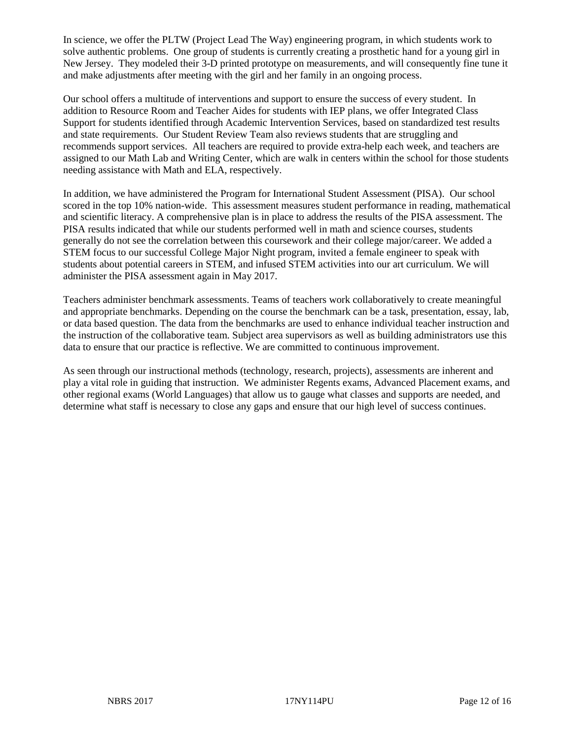In science, we offer the PLTW (Project Lead The Way) engineering program, in which students work to solve authentic problems. One group of students is currently creating a prosthetic hand for a young girl in New Jersey. They modeled their 3-D printed prototype on measurements, and will consequently fine tune it and make adjustments after meeting with the girl and her family in an ongoing process.

Our school offers a multitude of interventions and support to ensure the success of every student. In addition to Resource Room and Teacher Aides for students with IEP plans, we offer Integrated Class Support for students identified through Academic Intervention Services, based on standardized test results and state requirements. Our Student Review Team also reviews students that are struggling and recommends support services. All teachers are required to provide extra-help each week, and teachers are assigned to our Math Lab and Writing Center, which are walk in centers within the school for those students needing assistance with Math and ELA, respectively.

In addition, we have administered the Program for International Student Assessment (PISA). Our school scored in the top 10% nation-wide. This assessment measures student performance in reading, mathematical and scientific literacy. A comprehensive plan is in place to address the results of the PISA assessment. The PISA results indicated that while our students performed well in math and science courses, students generally do not see the correlation between this coursework and their college major/career. We added a STEM focus to our successful College Major Night program, invited a female engineer to speak with students about potential careers in STEM, and infused STEM activities into our art curriculum. We will administer the PISA assessment again in May 2017.

Teachers administer benchmark assessments. Teams of teachers work collaboratively to create meaningful and appropriate benchmarks. Depending on the course the benchmark can be a task, presentation, essay, lab, or data based question. The data from the benchmarks are used to enhance individual teacher instruction and the instruction of the collaborative team. Subject area supervisors as well as building administrators use this data to ensure that our practice is reflective. We are committed to continuous improvement.

As seen through our instructional methods (technology, research, projects), assessments are inherent and play a vital role in guiding that instruction. We administer Regents exams, Advanced Placement exams, and other regional exams (World Languages) that allow us to gauge what classes and supports are needed, and determine what staff is necessary to close any gaps and ensure that our high level of success continues.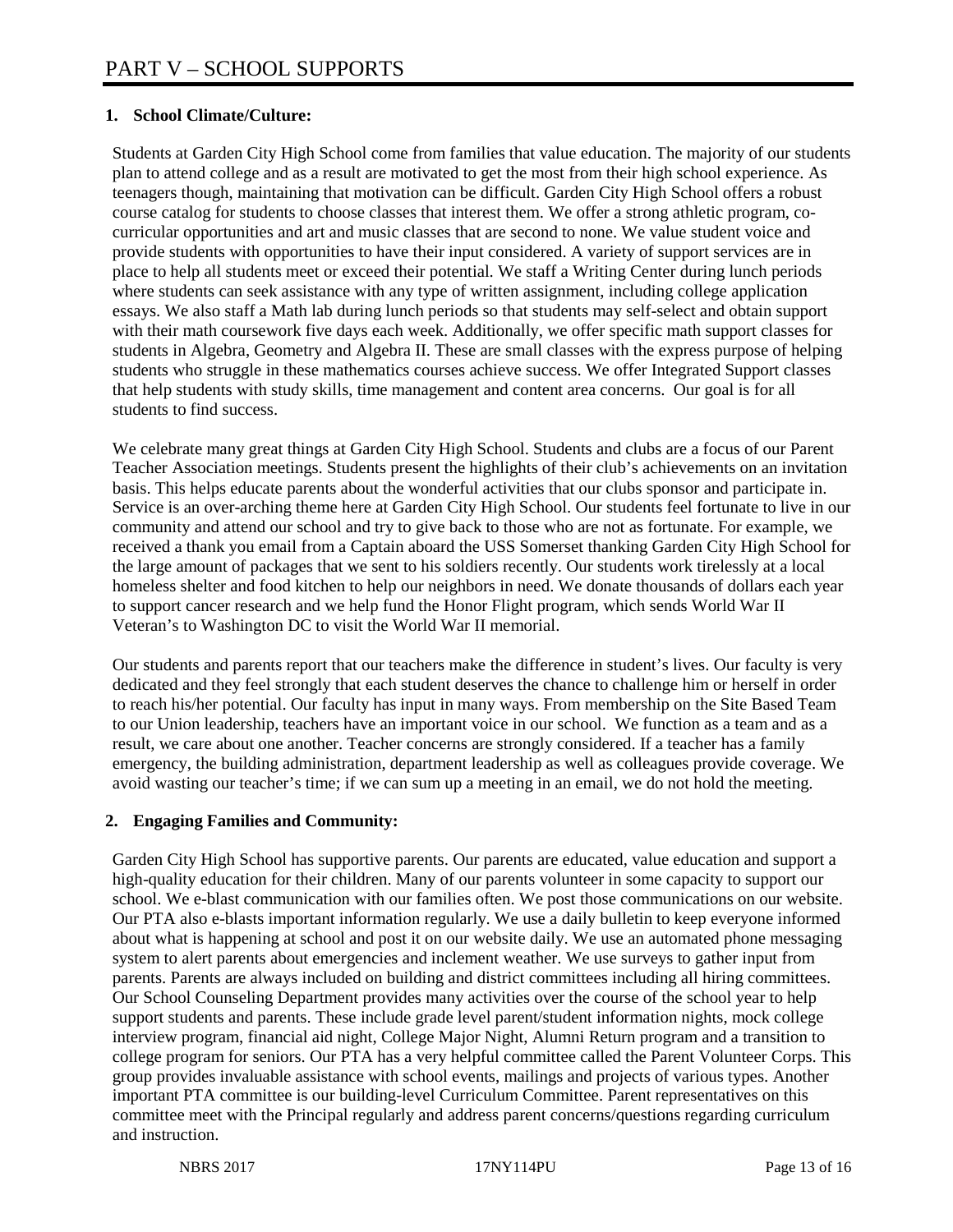# PART V – SCHOOL SUPPORTS

**1. School Climate/Culture:**

Students at Garden City High School come from families that value education. The majority of our students plan to attend college and as a result are motivated to get the most from their high school experience. As teenagers though, maintaining that motivation can be difficult. Garden City High School offers a robust course catalog for students to choose classes that interest them. We offer a strong athletic program, co-curricular opportunities and art and music classes that are second to none. We value student voice and provide students with opportunities to have their input considered. A variety of support services are in place to help all students meet or exceed their potential. We staff a Writing Center during lunch periods where students can seek assistance with any type of written assignment, including college application essays. We also staff a Math lab during lunch periods so that students may self-select and obtain support with their math coursework five days each week. Additionally, we offer specific math support classes for students in Algebra, Geometry and Algebra II. These are small classes with the express purpose of helping students who struggle in these mathematics courses achieve success. We offer Integrated Support classes that help students with study skills, time management and content area concerns. Our goal is for all students to find success.

We celebrate many great things at Garden City High School. Students and clubs are a focus of our Parent Teacher Association meetings. Students present the highlights of their club's achievements on an invitation basis. This helps educate parents about the wonderful activities that our clubs sponsor and participate in. Service is an over-arching theme here at Garden City High School. Our students feel fortunate to live in our community and attend our school and try to give back to those who are not as fortunate. For example, we received a thank you email from a Captain aboard the USS Somerset thanking Garden City High School for the large amount of packages that we sent to his soldiers recently. Our students work tirelessly at a local homeless shelter and food kitchen to help our neighbors in need. We donate thousands of dollars each year to support cancer research and we help fund the Honor Flight program, which sends World War II Veteran's to Washington DC to visit the World War II memorial.

Our students and parents report that our teachers make the difference in student's lives. Our faculty is very dedicated and they feel strongly that each student deserves the chance to challenge him or herself in order to reach his/her potential. Our faculty has input in many ways. From membership on the Site Based Team to our Union leadership, teachers have an important voice in our school. We function as a team and as a result, we care about one another. Teacher concerns are strongly considered. If a teacher has a family emergency, the building administration, department leadership as well as colleagues provide coverage. We avoid wasting our teacher's time; if we can sum up a meeting in an email, we do not hold the meeting.

**2. Engaging Families and Community:**

Garden City High School has supportive parents. Our parents are educated, value education and support a high-quality education for their children. Many of our parents volunteer in some capacity to support our school. We e-blast communication with our families often. We post those communications on our website. Our PTA also e-blasts important information regularly. We use a daily bulletin to keep everyone informed about what is happening at school and post it on our website daily. We use an automated phone messaging system to alert parents about emergencies and inclement weather. We use surveys to gather input from parents. Parents are always included on building and district committees including all hiring committees. Our School Counseling Department provides many activities over the course of the school year to help support students and parents. These include grade level parent/student information nights, mock college interview program, financial aid night, College Major Night, Alumni Return program and a transition to college program for seniors. Our PTA has a very helpful committee called the Parent Volunteer Corps. This group provides invaluable assistance with school events, mailings and projects of various types. Another important PTA committee is our building-level Curriculum Committee. Parent representatives on this committee meet with the Principal regularly and address parent concerns/questions regarding curriculum and instruction.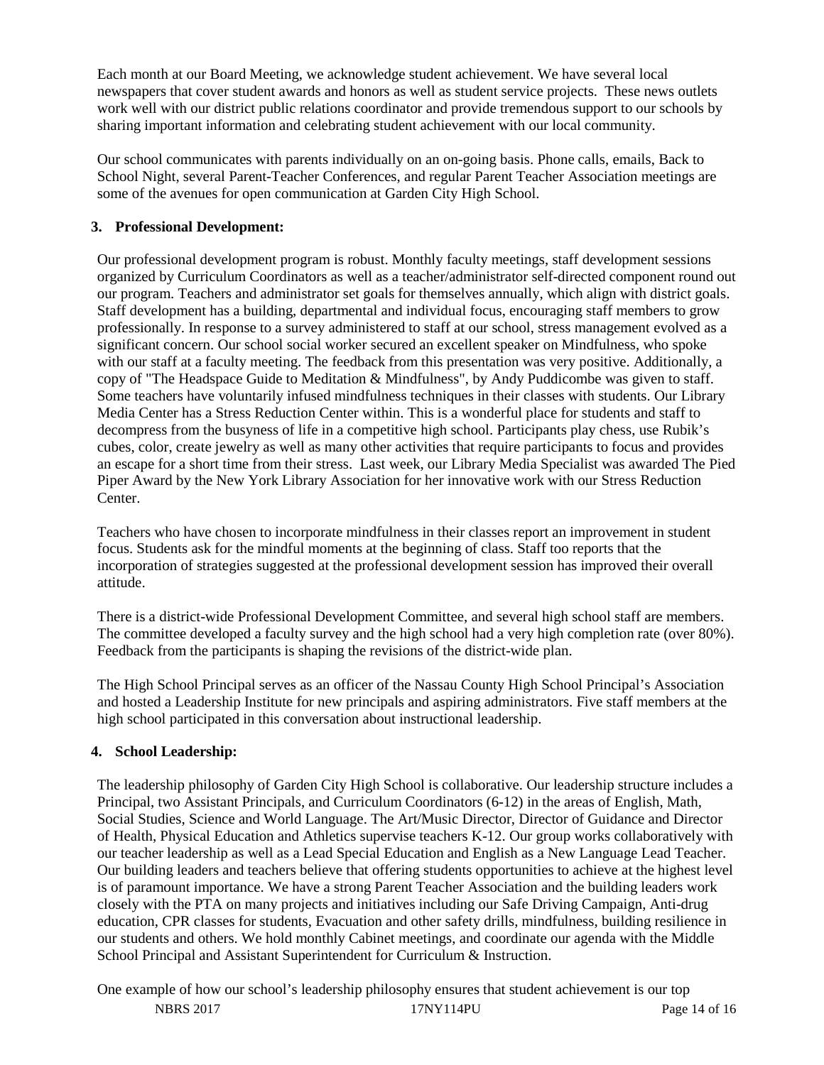Each month at our Board Meeting, we acknowledge student achievement. We have several local newspapers that cover student awards and honors as well as student service projects. These news outlets work well with our district public relations coordinator and provide tremendous support to our schools by sharing important information and celebrating student achievement with our local community.

Our school communicates with parents individually on an on-going basis. Phone calls, emails, Back to School Night, several Parent-Teacher Conferences, and regular Parent Teacher Association meetings are some of the avenues for open communication at Garden City High School.

**3. Professional Development:**

Our professional development program is robust. Monthly faculty meetings, staff development sessions organized by Curriculum Coordinators as well as a teacher/administrator self-directed component round out our program. Teachers and administrator set goals for themselves annually, which align with district goals. Staff development has a building, departmental and individual focus, encouraging staff members to grow professionally. In response to a survey administered to staff at our school, stress management evolved as a significant concern. Our school social worker secured an excellent speaker on Mindfulness, who spoke with our staff at a faculty meeting. The feedback from this presentation was very positive. Additionally, a copy of "The Headspace Guide to Meditation & Mindfulness", by Andy Puddicombe was given to staff. Some teachers have voluntarily infused mindfulness techniques in their classes with students. Our Library Media Center has a Stress Reduction Center within. This is a wonderful place for students and staff to decompress from the busyness of life in a competitive high school. Participants play chess, use Rubik's cubes, color, create jewelry as well as many other activities that require participants to focus and provides an escape for a short time from their stress. Last week, our Library Media Specialist was awarded The Pied Piper Award by the New York Library Association for her innovative work with our Stress Reduction Center.

Teachers who have chosen to incorporate mindfulness in their classes report an improvement in student focus. Students ask for the mindful moments at the beginning of class. Staff too reports that the incorporation of strategies suggested at the professional development session has improved their overall attitude.

There is a district-wide Professional Development Committee, and several high school staff are members. The committee developed a faculty survey and the high school had a very high completion rate (over 80%). Feedback from the participants is shaping the revisions of the district-wide plan.

The High School Principal serves as an officer of the Nassau County High School Principal's Association and hosted a Leadership Institute for new principals and aspiring administrators. Five staff members at the high school participated in this conversation about instructional leadership.

**4. School Leadership:**

The leadership philosophy of Garden City High School is collaborative. Our leadership structure includes a Principal, two Assistant Principals, and Curriculum Coordinators (6-12) in the areas of English, Math, Social Studies, Science and World Language. The Art/Music Director, Director of Guidance and Director of Health, Physical Education and Athletics supervise teachers K-12. Our group works collaboratively with our teacher leadership as well as a Lead Special Education and English as a New Language Lead Teacher. Our building leaders and teachers believe that offering students opportunities to achieve at the highest level is of paramount importance. We have a strong Parent Teacher Association and the building leaders work closely with the PTA on many projects and initiatives including our Safe Driving Campaign, Anti-drug education, CPR classes for students, Evacuation and other safety drills, mindfulness, building resilience in our students and others. We hold monthly Cabinet meetings, and coordinate our agenda with the Middle School Principal and Assistant Superintendent for Curriculum & Instruction.

One example of how our school's leadership philosophy ensures that student achievement is our top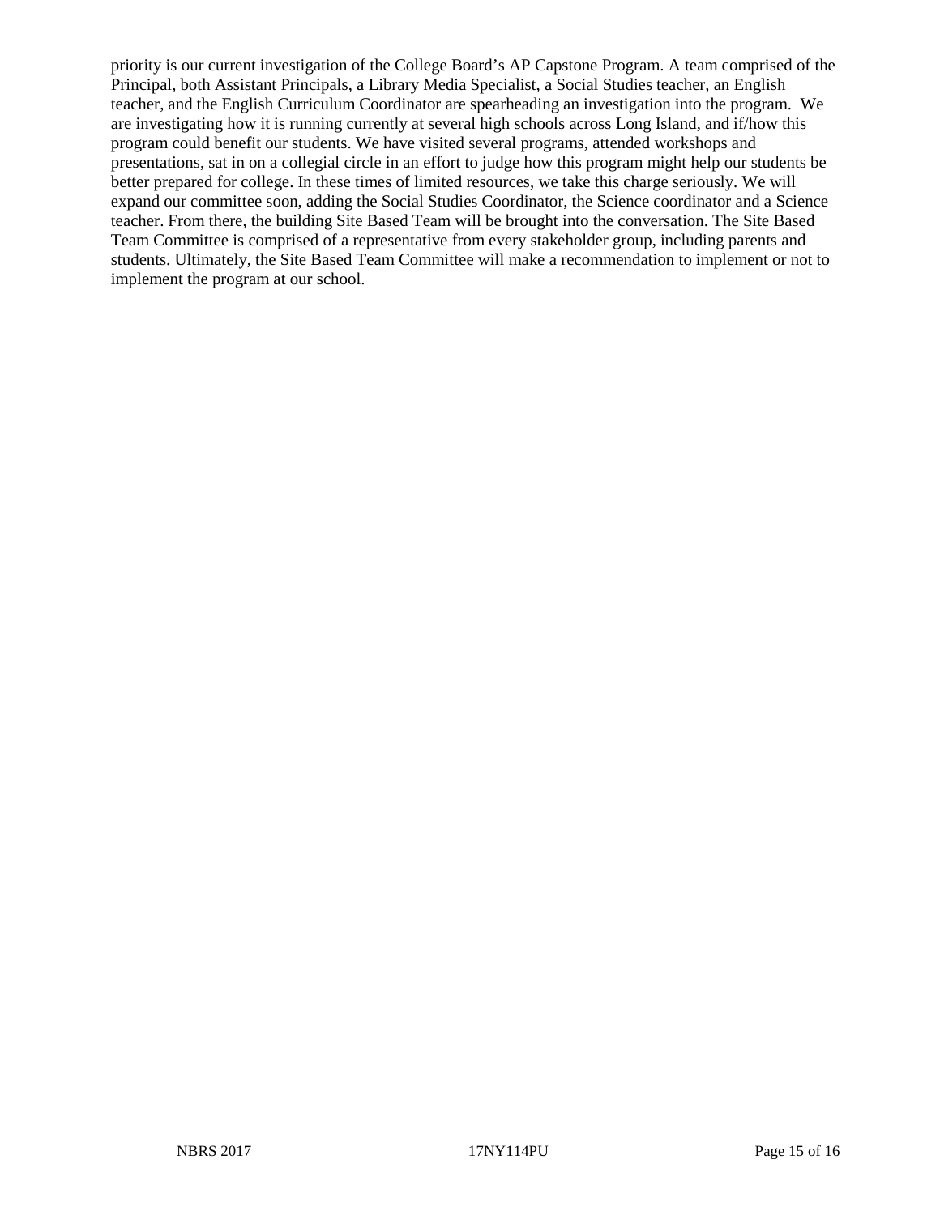priority is our current investigation of the College Board's AP Capstone Program. A team comprised of the Principal, both Assistant Principals, a Library Media Specialist, a Social Studies teacher, an English teacher, and the English Curriculum Coordinator are spearheading an investigation into the program. We are investigating how it is running currently at several high schools across Long Island, and if/how this program could benefit our students. We have visited several programs, attended workshops and presentations, sat in on a collegial circle in an effort to judge how this program might help our students be better prepared for college. In these times of limited resources, we take this charge seriously. We will expand our committee soon, adding the Social Studies Coordinator, the Science coordinator and a Science teacher. From there, the building Site Based Team will be brought into the conversation. The Site Based Team Committee is comprised of a representative from every stakeholder group, including parents and students. Ultimately, the Site Based Team Committee will make a recommendation to implement or not to implement the program at our school.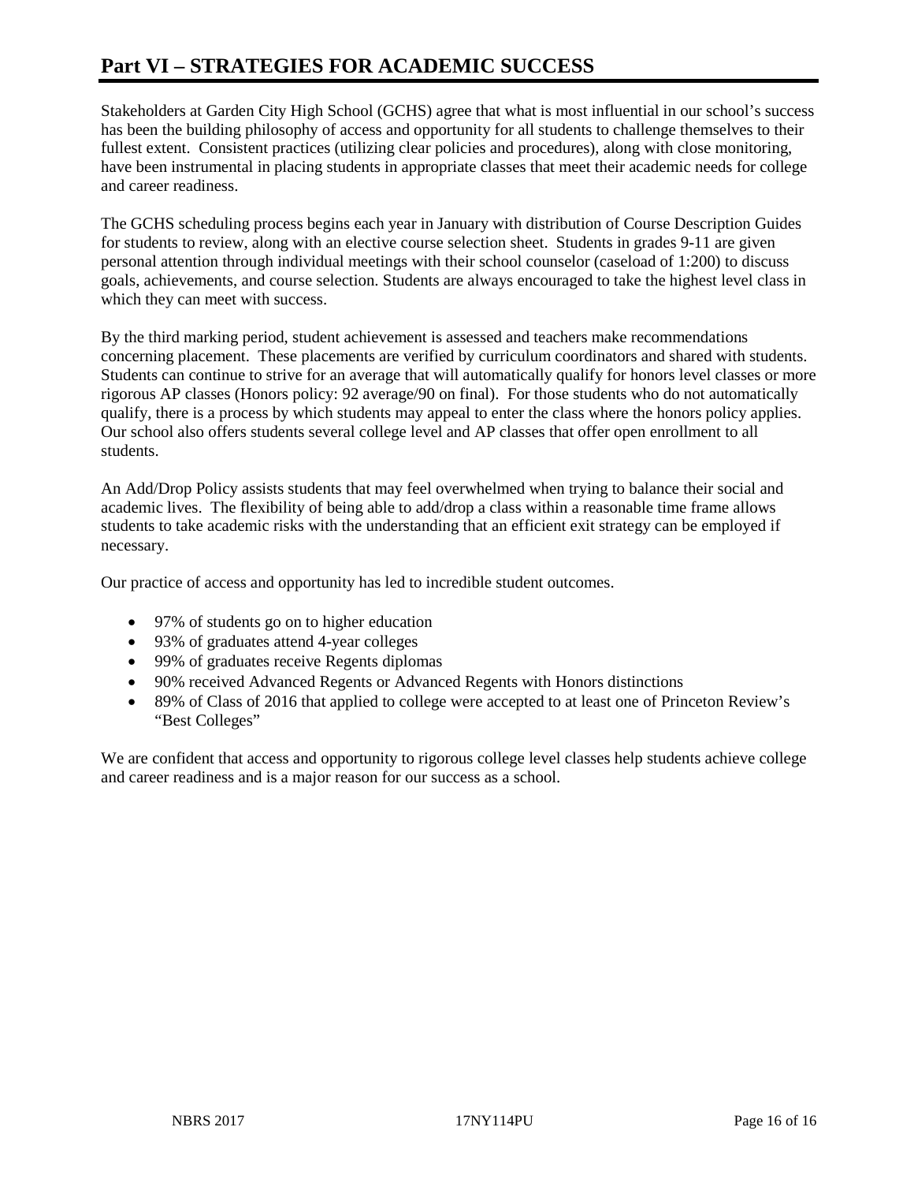# Part VI – STRATEGIES FOR ACADEMIC SUCCESS

Stakeholders at Garden City High School (GCHS) agree that what is most influential in our school's success has been the building philosophy of access and opportunity for all students to challenge themselves to their fullest extent. Consistent practices (utilizing clear policies and procedures), along with close monitoring, have been instrumental in placing students in appropriate classes that meet their academic needs for college and career readiness.

The GCHS scheduling process begins each year in January with distribution of Course Description Guides for students to review, along with an elective course selection sheet. Students in grades 9-11 are given personal attention through individual meetings with their school counselor (caseload of 1:200) to discuss goals, achievements, and course selection. Students are always encouraged to take the highest level class in which they can meet with success.

By the third marking period, student achievement is assessed and teachers make recommendations concerning placement. These placements are verified by curriculum coordinators and shared with students. Students can continue to strive for an average that will automatically qualify for honors level classes or more rigorous AP classes (Honors policy: 92 average/90 on final). For those students who do not automatically qualify, there is a process by which students may appeal to enter the class where the honors policy applies. Our school also offers students several college level and AP classes that offer open enrollment to all students.

An Add/Drop Policy assists students that may feel overwhelmed when trying to balance their social and academic lives. The flexibility of being able to add/drop a class within a reasonable time frame allows students to take academic risks with the understanding that an efficient exit strategy can be employed if necessary.

Our practice of access and opportunity has led to incredible student outcomes.

- 97% of students go on to higher education
- 93% of graduates attend 4-year colleges
- 99% of graduates receive Regents diplomas
- 90% received Advanced Regents or Advanced Regents with Honors distinctions
- 89% of Class of 2016 that applied to college were accepted to at least one of Princeton Review's "Best Colleges"

We are confident that access and opportunity to rigorous college level classes help students achieve college and career readiness and is a major reason for our success as a school.